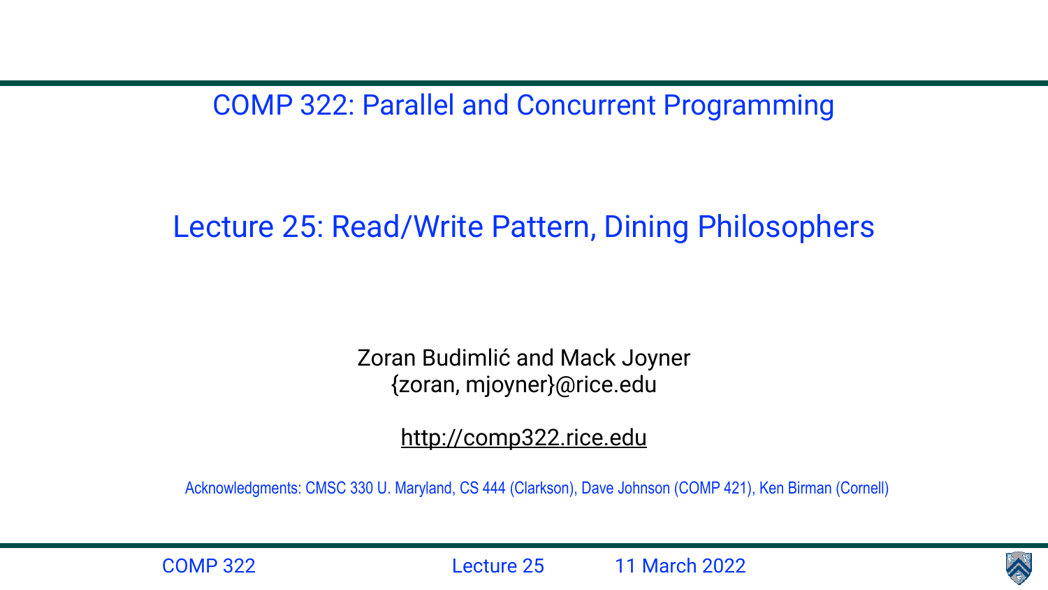# COMP 322: Parallel and Concurrent Programming

## Lecture 25: Read/Write Pattern, Dining Philosophers

Zoran Budimlić and Mack Joyner
{zoran, mjoyner}@rice.edu

http://comp322.rice.edu

Acknowledgments: CMSC 330 U. Maryland, CS 444 (Clarkson), Dave Johnson (COMP 421), Ken Birman (Cornell)

COMP 322 Lecture 25 11 March 2022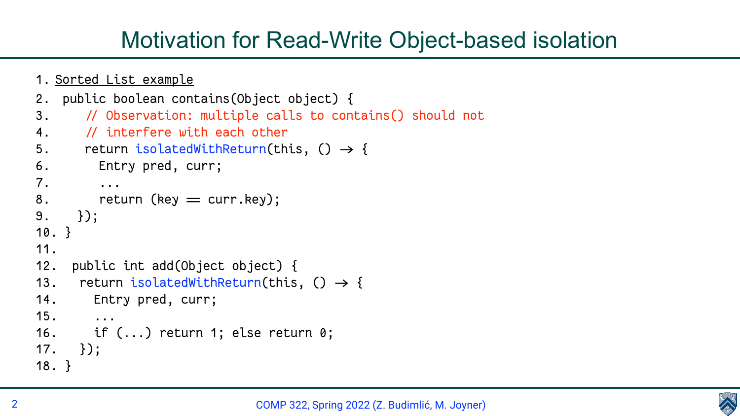# Motivation for Read-Write Object-based isolation

```
1. Sorted List example
2.  public boolean contains(Object object) {
3.     // Observation: multiple calls to contains() should not
4.     // interfere with each other
5.     return isolatedWithReturn(this, () -> {
6.       Entry pred, curr;
7.       ...
8.       return (key == curr.key);
9.   });
10. }
11.
12.  public int add(Object object) {
13.   return isolatedWithReturn(this, () -> {
14.     Entry pred, curr;
15.     ...
16.     if (...) return 1; else return 0;
17.   });
18. }
```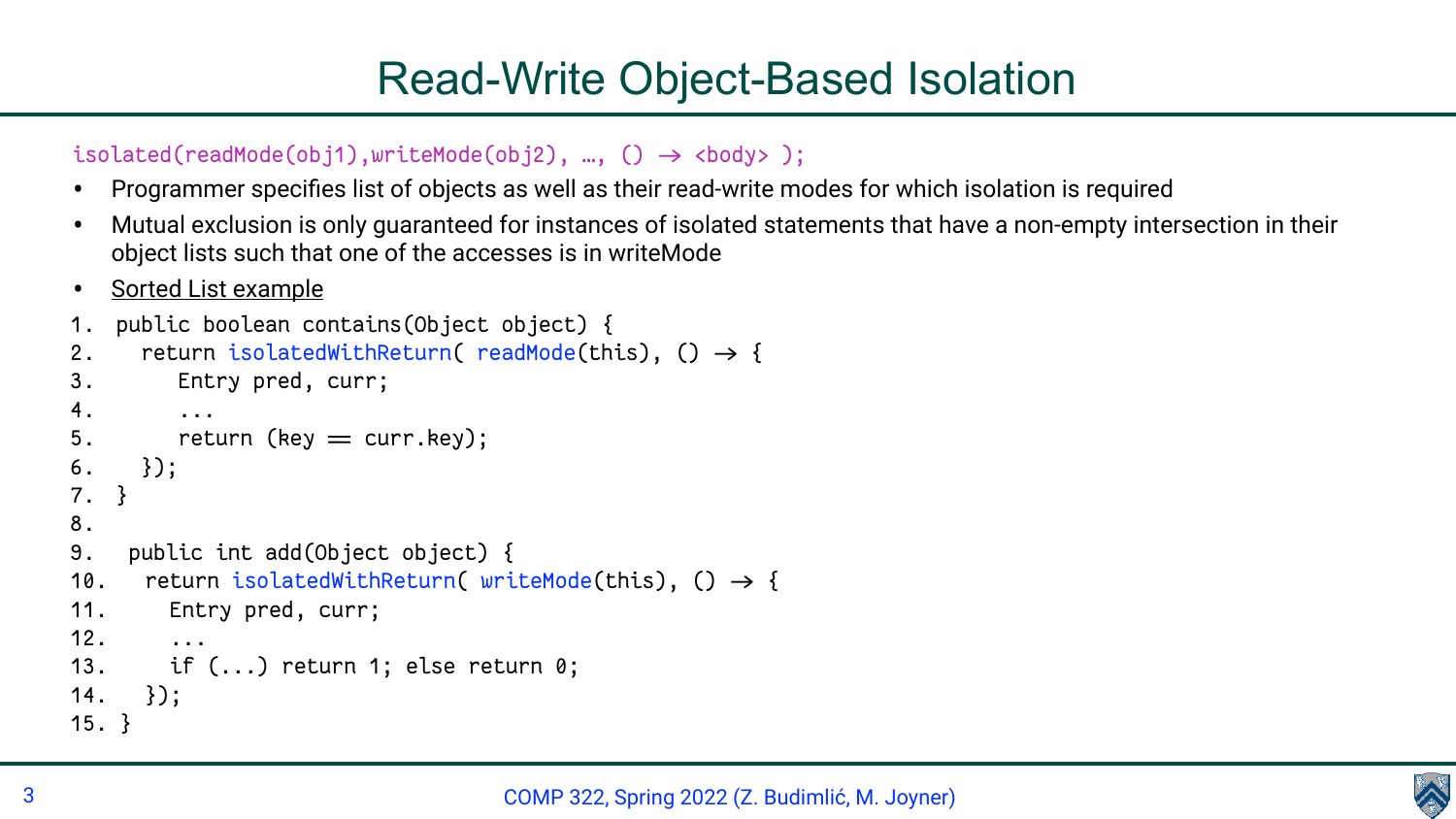# Read-Write Object-Based Isolation

```
isolated(readMode(obj1),writeMode(obj2), …, () → <body> );
```

- Programmer specifies list of objects as well as their read-write modes for which isolation is required
- Mutual exclusion is only guaranteed for instances of isolated statements that have a non-empty intersection in their object lists such that one of the accesses is in writeMode
- Sorted List example

```
1.  public boolean contains(Object object) {
2.    return isolatedWithReturn( readMode(this), () → {
3.       Entry pred, curr;
4.       ...
5.       return (key == curr.key);
6.    });
7.  }
8.
9.   public int add(Object object) {
10.   return isolatedWithReturn( writeMode(this), () → {
11.     Entry pred, curr;
12.     ...
13.     if (...) return 1; else return 0;
14.   });
15. }
```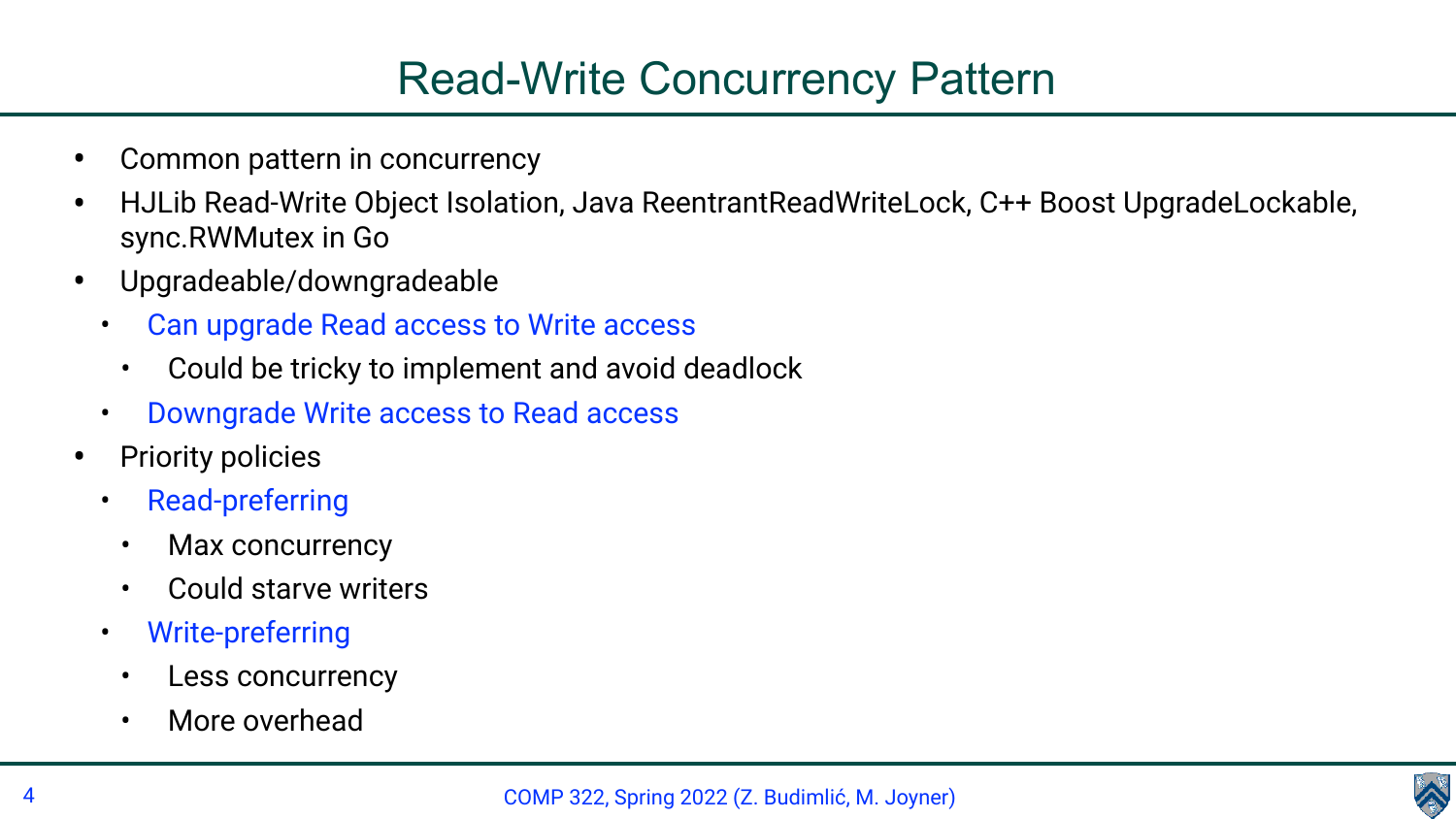# Read-Write Concurrency Pattern

- Common pattern in concurrency
- HJLib Read-Write Object Isolation, Java ReentrantReadWriteLock, C++ Boost UpgradeLockable, sync.RWMutex in Go
- Upgradeable/downgradeable
  - Can upgrade Read access to Write access
    - Could be tricky to implement and avoid deadlock
  - Downgrade Write access to Read access
- Priority policies
  - Read-preferring
    - Max concurrency
    - Could starve writers
  - Write-preferring
    - Less concurrency
    - More overhead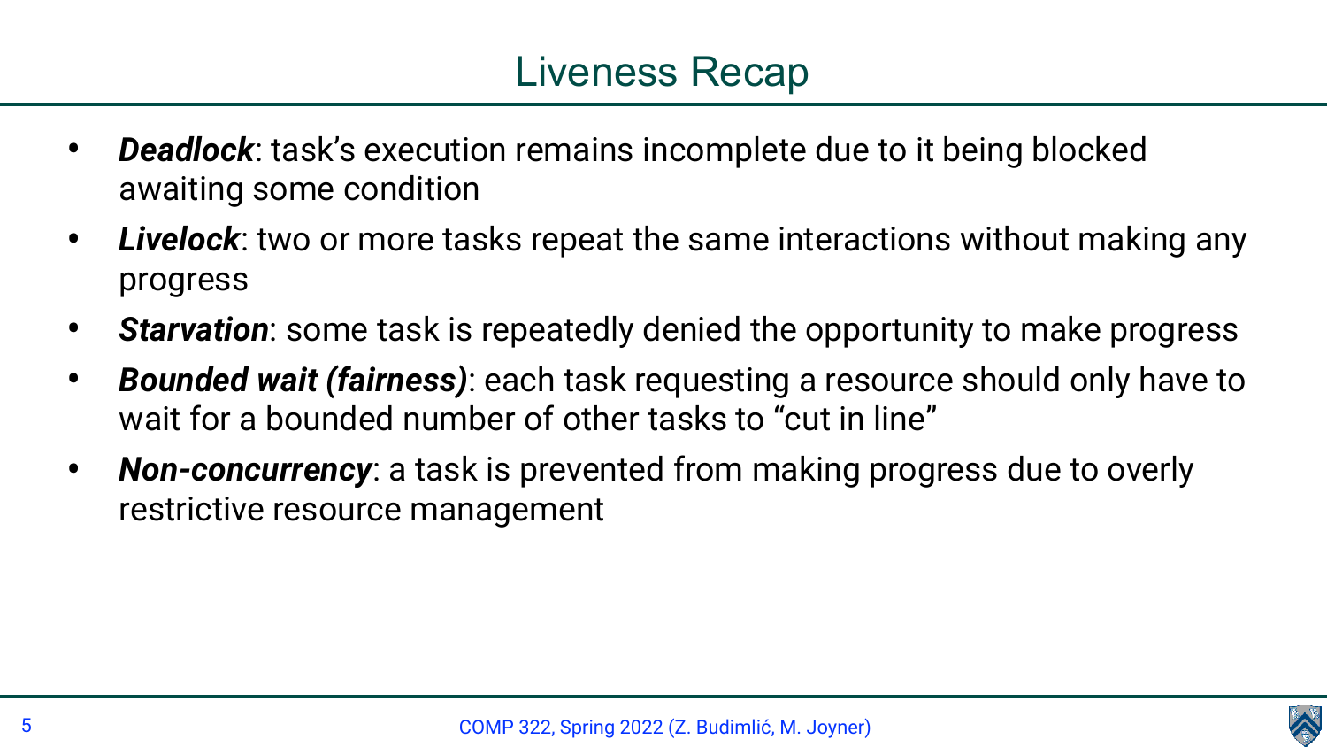# Liveness Recap

- ***Deadlock***: task's execution remains incomplete due to it being blocked awaiting some condition
- ***Livelock***: two or more tasks repeat the same interactions without making any progress
- ***Starvation***: some task is repeatedly denied the opportunity to make progress
- ***Bounded wait (fairness)***: each task requesting a resource should only have to wait for a bounded number of other tasks to "cut in line"
- ***Non-concurrency***: a task is prevented from making progress due to overly restrictive resource management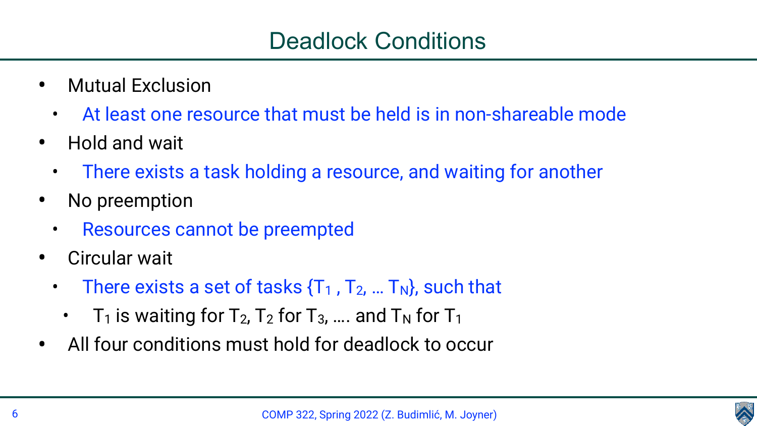# Deadlock Conditions

- Mutual Exclusion
  - At least one resource that must be held is in non-shareable mode
- Hold and wait
  - There exists a task holding a resource, and waiting for another
- No preemption
  - Resources cannot be preempted
- Circular wait
  - There exists a set of tasks $\{T_1, T_2, \ldots T_N\}$, such that
    - $T_1$ is waiting for $T_2$, $T_2$ for $T_3$, …. and $T_N$ for $T_1$
- All four conditions must hold for deadlock to occur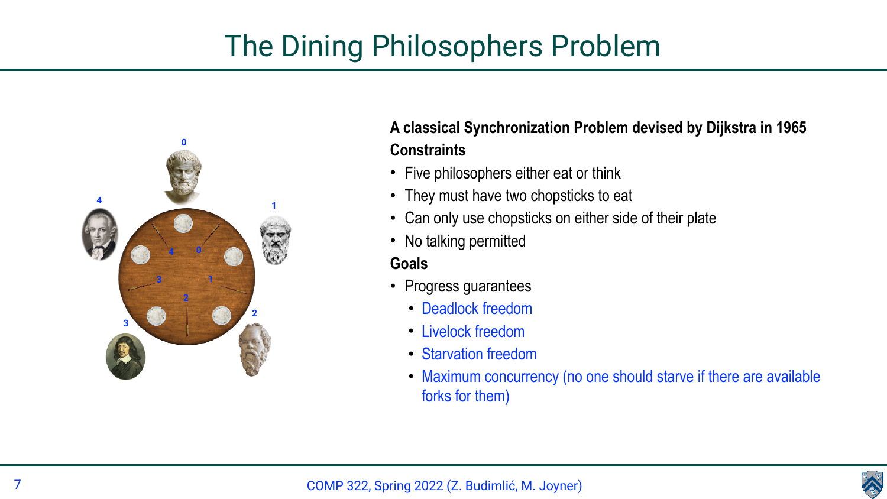# The Dining Philosophers Problem

**A classical Synchronization Problem devised by Dijkstra in 1965**

**Constraints**

- Five philosophers either eat or think
- They must have two chopsticks to eat
- Can only use chopsticks on either side of their plate
- No talking permitted

**Goals**

- Progress guarantees
  - Deadlock freedom
  - Livelock freedom
  - Starvation freedom
  - Maximum concurrency (no one should starve if there are available forks for them)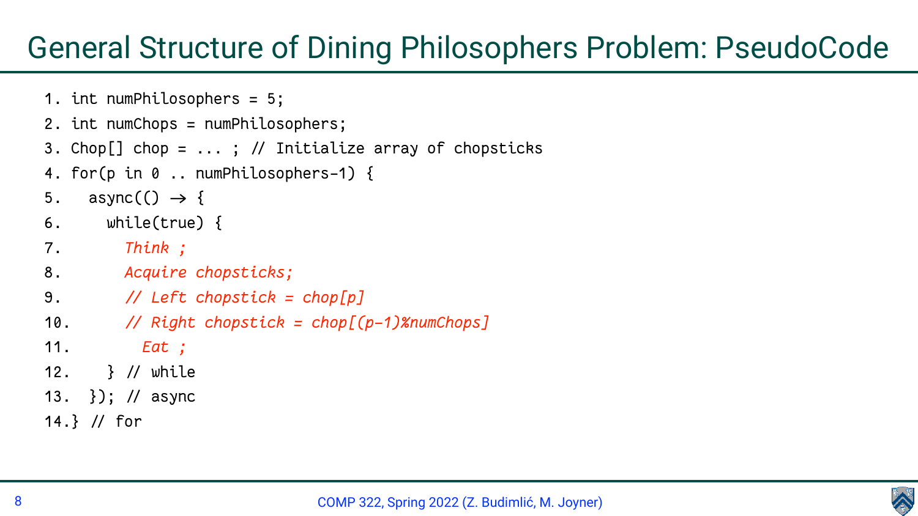# General Structure of Dining Philosophers Problem: PseudoCode

```
1. int numPhilosophers = 5;
2. int numChops = numPhilosophers;
3. Chop[] chop = ... ; // Initialize array of chopsticks
4. for(p in 0 .. numPhilosophers-1) {
5.   async(() -> {
6.     while(true) {
7.       Think ;
8.       Acquire chopsticks;
9.       // Left chopstick = chop[p]
10.      // Right chopstick = chop[(p-1)%numChops]
11.        Eat ;
12.    } // while
13.  }); // async
14.} // for
```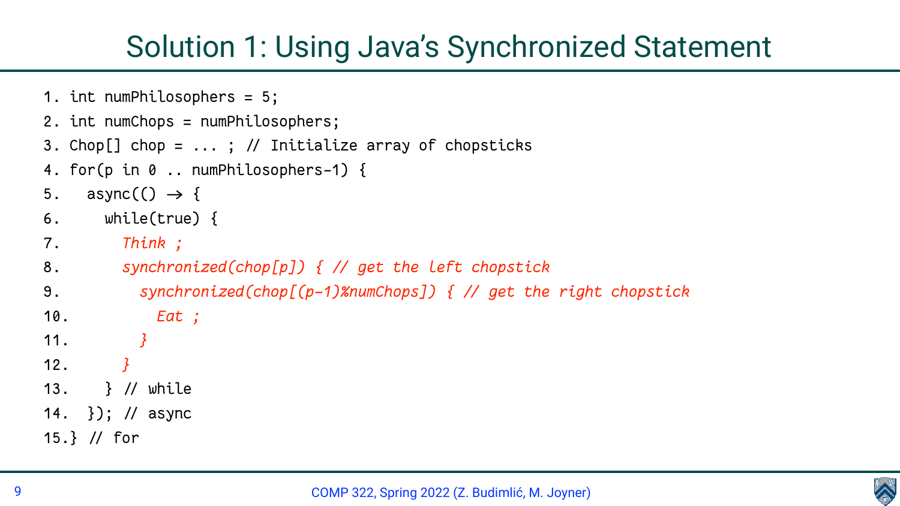# Solution 1: Using Java's Synchronized Statement

```
1. int numPhilosophers = 5;
2. int numChops = numPhilosophers;
3. Chop[] chop = ... ; // Initialize array of chopsticks
4. for(p in 0 .. numPhilosophers-1) {
5.   async(() -> {
6.     while(true) {
7.       Think ;
8.       synchronized(chop[p]) { // get the left chopstick
9.         synchronized(chop[(p-1)%numChops]) { // get the right chopstick
10.          Eat ;
11.        }
12.      }
13.    } // while
14.  }); // async
15.} // for
```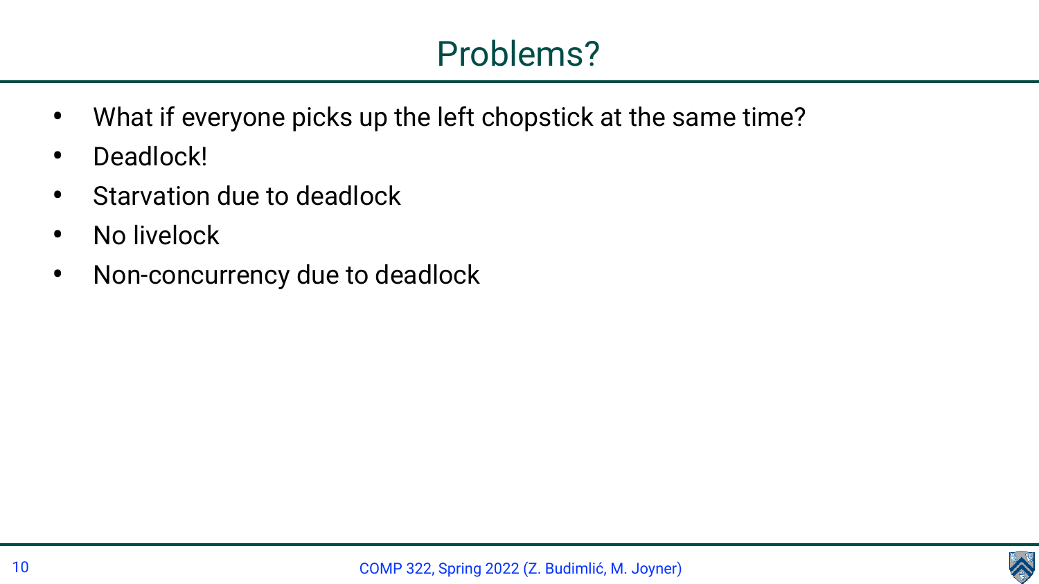# Problems?

- What if everyone picks up the left chopstick at the same time?
- Deadlock!
- Starvation due to deadlock
- No livelock
- Non-concurrency due to deadlock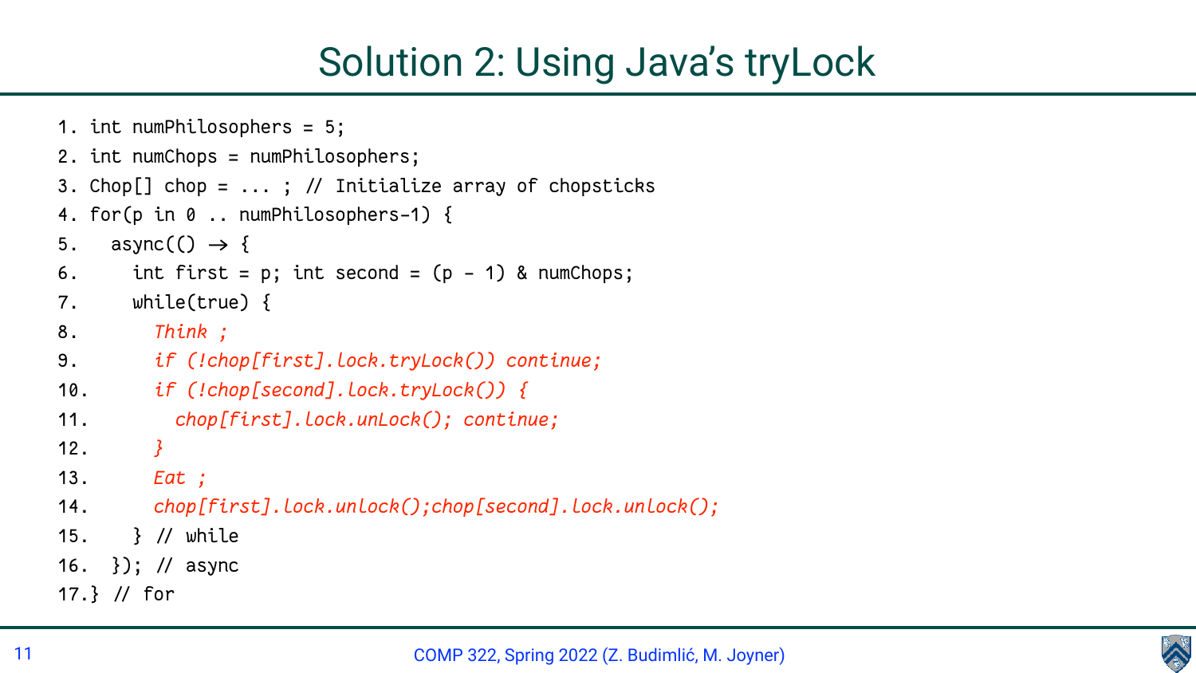# Solution 2: Using Java's tryLock

```
1. int numPhilosophers = 5;
2. int numChops = numPhilosophers;
3. Chop[] chop = ... ; // Initialize array of chopsticks
4. for(p in 0 .. numPhilosophers-1) {
5.   async(() -> {
6.     int first = p; int second = (p - 1) & numChops;
7.     while(true) {
8.       Think ;
9.       if (!chop[first].lock.tryLock()) continue;
10.      if (!chop[second].lock.tryLock()) {
11.        chop[first].lock.unLock(); continue;
12.      }
13.      Eat ;
14.      chop[first].lock.unlock();chop[second].lock.unlock();
15.    } // while
16.  }); // async
17.} // for
```

COMP 322, Spring 2022 (Z. Budimlić, M. Joyner)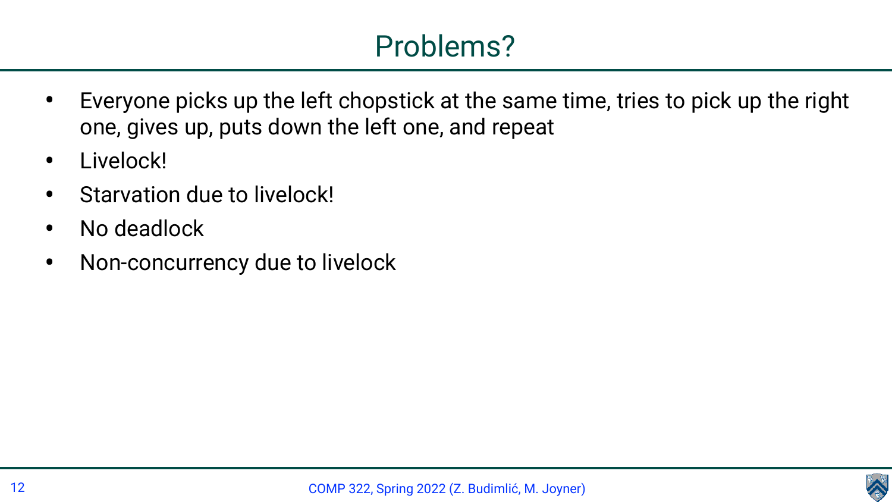# Problems?

- Everyone picks up the left chopstick at the same time, tries to pick up the right one, gives up, puts down the left one, and repeat
- Livelock!
- Starvation due to livelock!
- No deadlock
- Non-concurrency due to livelock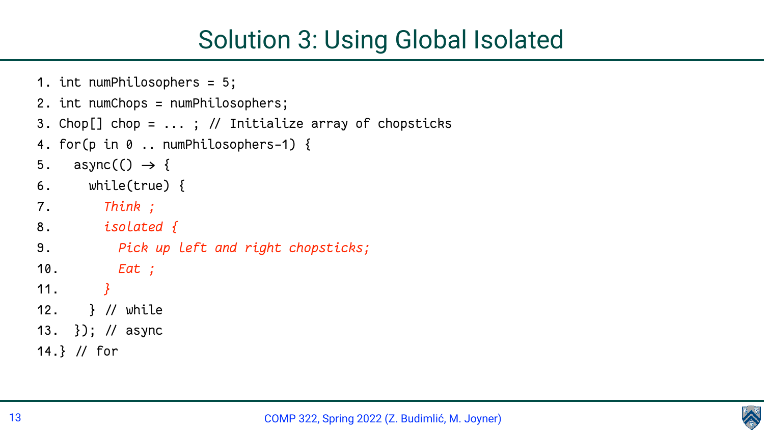# Solution 3: Using Global Isolated

```
1. int numPhilosophers = 5;
2. int numChops = numPhilosophers;
3. Chop[] chop = ... ; // Initialize array of chopsticks
4. for(p in 0 .. numPhilosophers-1) {
5.   async(() → {
6.     while(true) {
7.       Think ;
8.       isolated {
9.         Pick up left and right chopsticks;
10.        Eat ;
11.      }
12.    } // while
13.  }); // async
14.} // for
```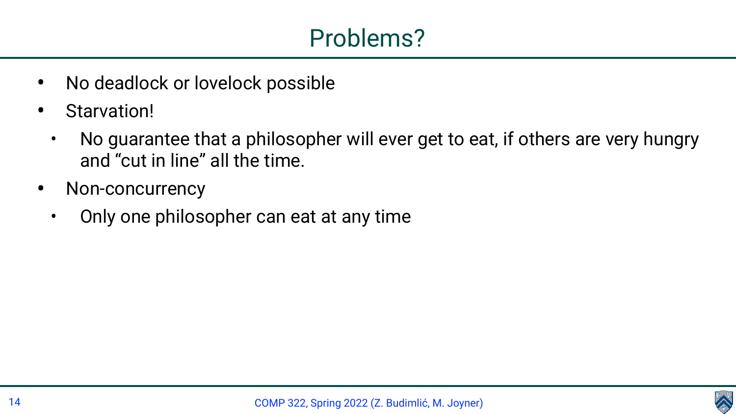# Problems?

- No deadlock or lovelock possible
- Starvation!
  - No guarantee that a philosopher will ever get to eat, if others are very hungry and “cut in line” all the time.
- Non-concurrency
  - Only one philosopher can eat at any time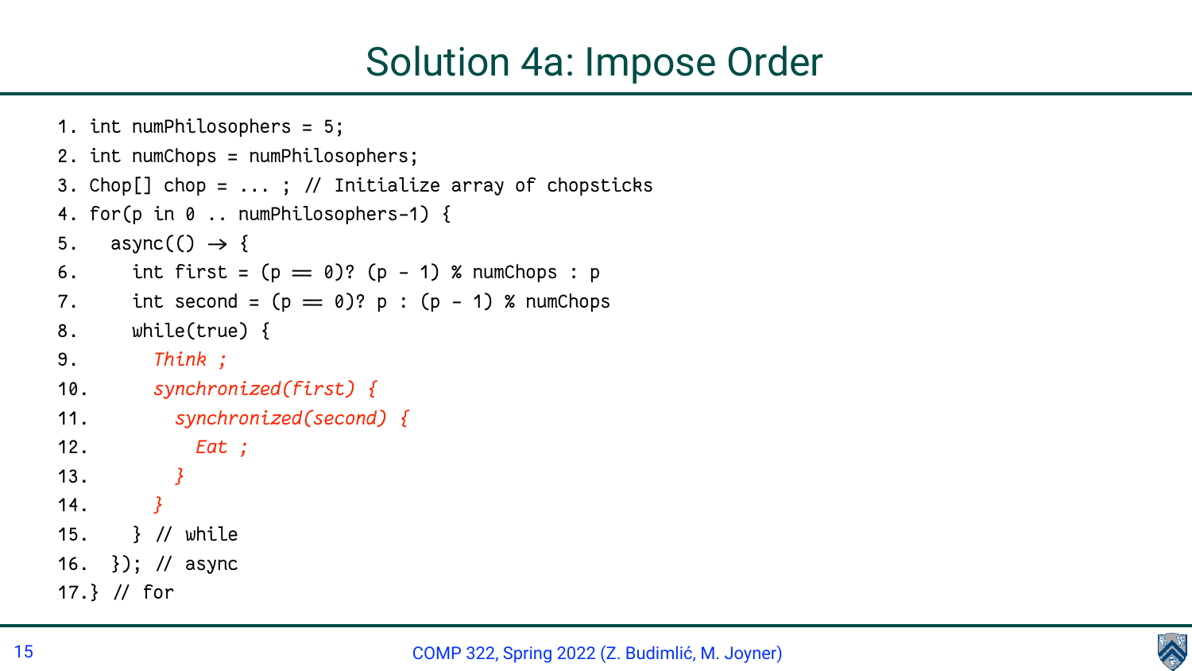# Solution 4a: Impose Order

```
1. int numPhilosophers = 5;
2. int numChops = numPhilosophers;
3. Chop[] chop = ... ; // Initialize array of chopsticks
4. for(p in 0 .. numPhilosophers-1) {
5.   async(() -> {
6.     int first = (p == 0)? (p - 1) % numChops : p
7.     int second = (p == 0)? p : (p - 1) % numChops
8.     while(true) {
9.       Think ;
10.      synchronized(first) {
11.        synchronized(second) {
12.          Eat ;
13.        }
14.      }
15.    } // while
16.  }); // async
17.} // for
```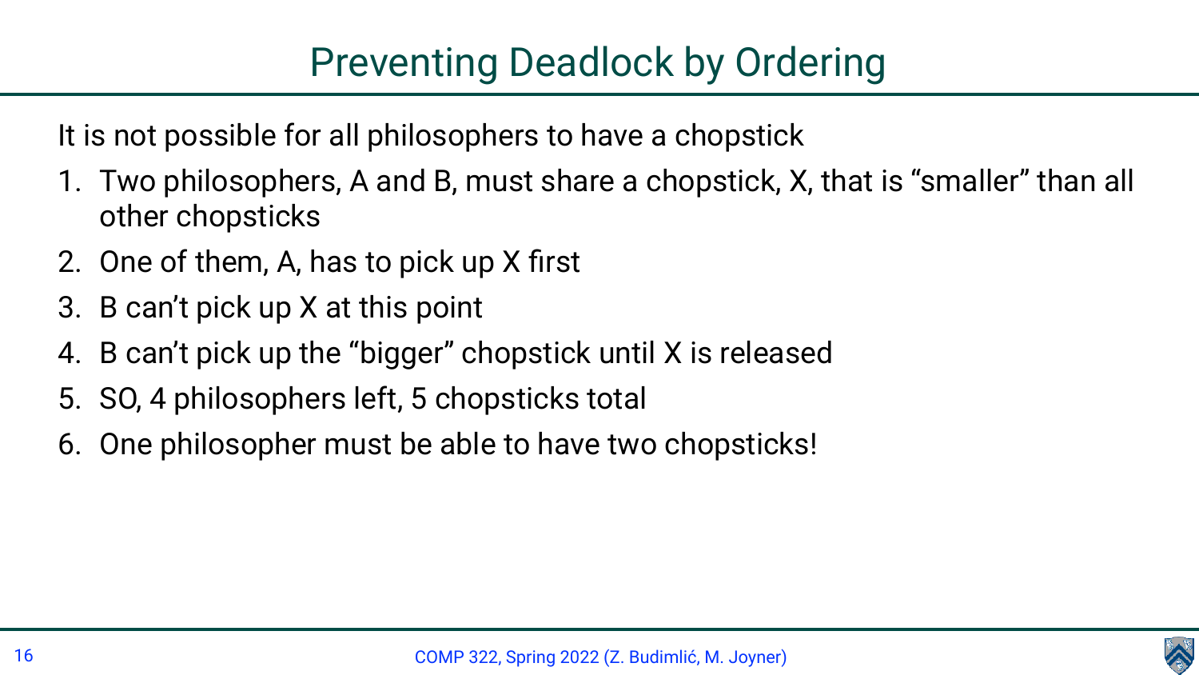# Preventing Deadlock by Ordering

It is not possible for all philosophers to have a chopstick

1. Two philosophers, A and B, must share a chopstick, X, that is “smaller” than all other chopsticks
2. One of them, A, has to pick up X first
3. B can’t pick up X at this point
4. B can’t pick up the “bigger” chopstick until X is released
5. SO, 4 philosophers left, 5 chopsticks total
6. One philosopher must be able to have two chopsticks!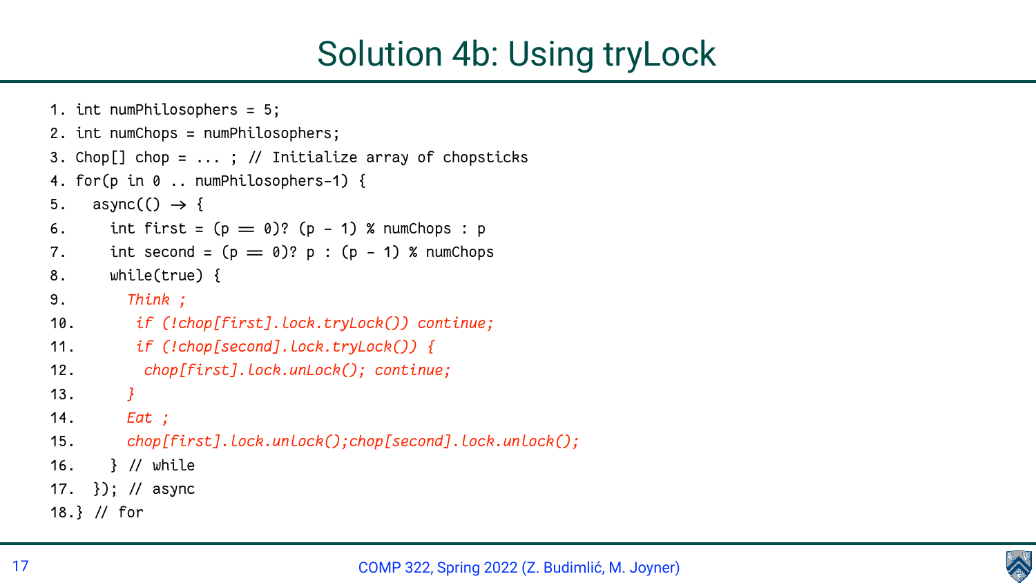# Solution 4b: Using tryLock

```
1. int numPhilosophers = 5;
2. int numChops = numPhilosophers;
3. Chop[] chop = ... ; // Initialize array of chopsticks
4. for(p in 0 .. numPhilosophers-1) {
5.   async(() → {
6.     int first = (p == 0)? (p - 1) % numChops : p
7.     int second = (p == 0)? p : (p - 1) % numChops
8.     while(true) {
9.       Think ;
10.       if (!chop[first].lock.tryLock()) continue;
11.       if (!chop[second].lock.tryLock()) {
12.        chop[first].lock.unLock(); continue;
13.       }
14.       Eat ;
15.       chop[first].lock.unlock();chop[second].lock.unlock();
16.     } // while
17.   }); // async
18.} // for
```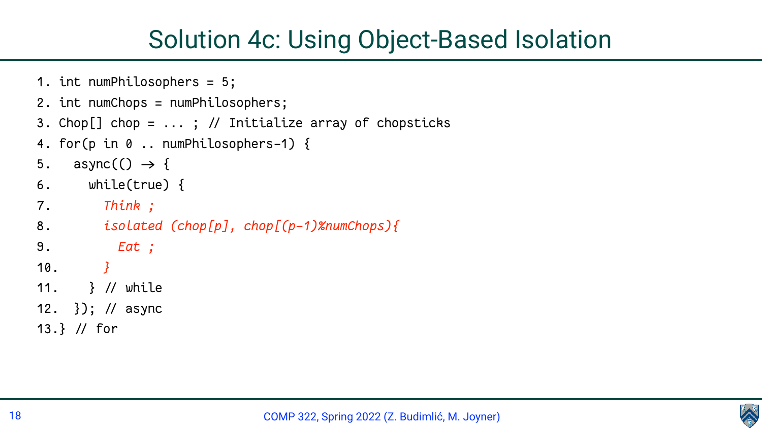# Solution 4c: Using Object-Based Isolation

```
1. int numPhilosophers = 5;
2. int numChops = numPhilosophers;
3. Chop[] chop = ... ; // Initialize array of chopsticks
4. for(p in 0 .. numPhilosophers-1) {
5.   async(() → {
6.     while(true) {
7.       Think ;
8.       isolated (chop[p], chop[(p-1)%numChops){
9.         Eat ;
10.      }
11.    } // while
12.  }); // async
13.} // for
```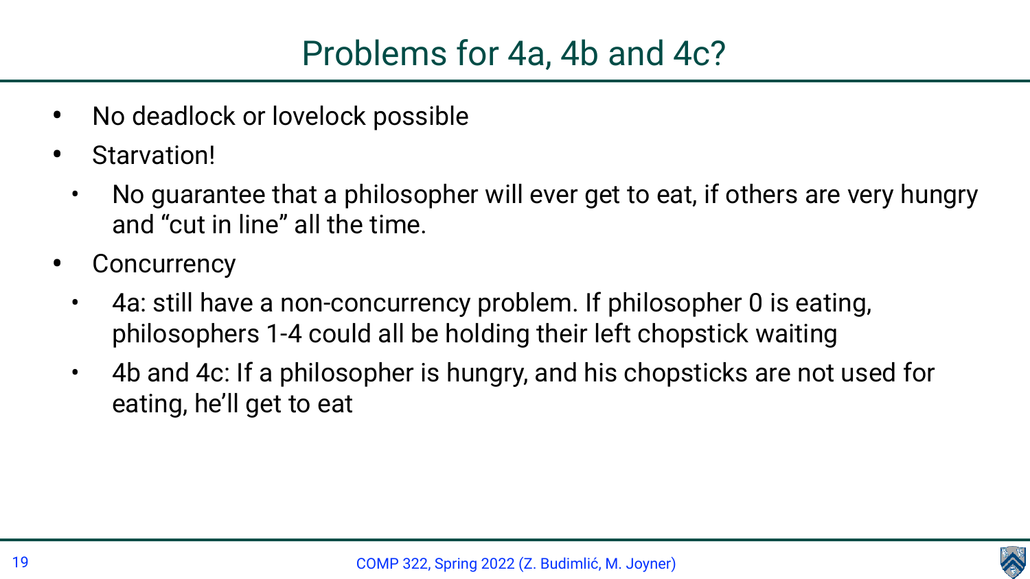# Problems for 4a, 4b and 4c?

- No deadlock or lovelock possible
- Starvation!
  - No guarantee that a philosopher will ever get to eat, if others are very hungry and “cut in line” all the time.
- Concurrency
  - 4a: still have a non-concurrency problem. If philosopher 0 is eating, philosophers 1-4 could all be holding their left chopstick waiting
  - 4b and 4c: If a philosopher is hungry, and his chopsticks are not used for eating, he’ll get to eat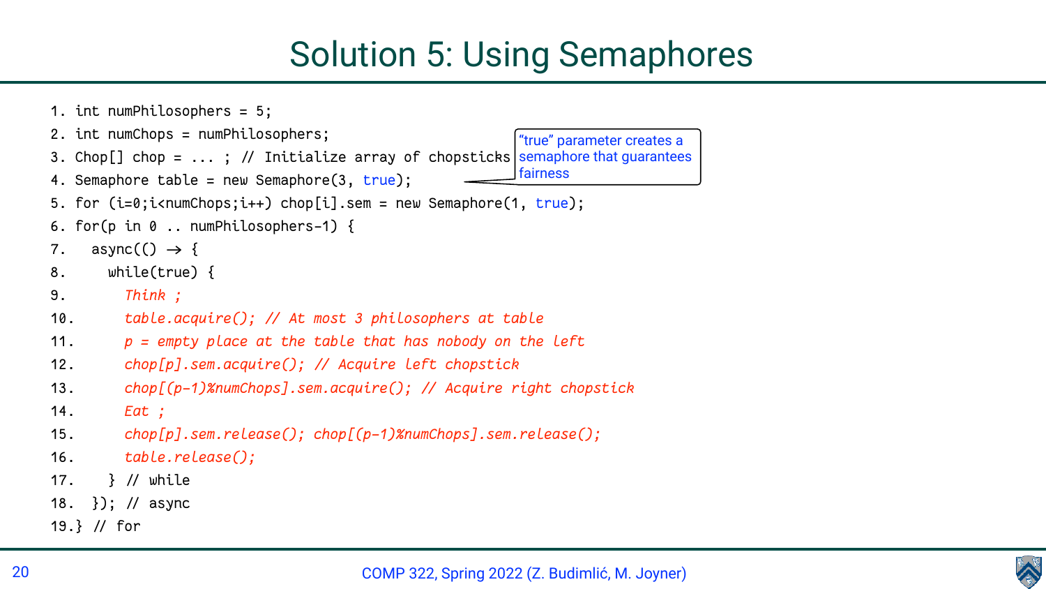# Solution 5: Using Semaphores

```
1. int numPhilosophers = 5;
2. int numChops = numPhilosophers;
3. Chop[] chop = ... ; // Initialize array of chopsticks
4. Semaphore table = new Semaphore(3, true);
5. for (i=0;i<numChops;i++) chop[i].sem = new Semaphore(1, true);
6. for(p in 0 .. numPhilosophers-1) {
7.   async(() -> {
8.     while(true) {
9.       Think ;
10.      table.acquire(); // At most 3 philosophers at table
11.      p = empty place at the table that has nobody on the left
12.      chop[p].sem.acquire(); // Acquire left chopstick
13.      chop[(p-1)%numChops].sem.acquire(); // Acquire right chopstick
14.      Eat ;
15.      chop[p].sem.release(); chop[(p-1)%numChops].sem.release();
16.      table.release();
17.    } // while
18.  }); // async
19.} // for
```

"true" parameter creates a semaphore that guarantees fairness